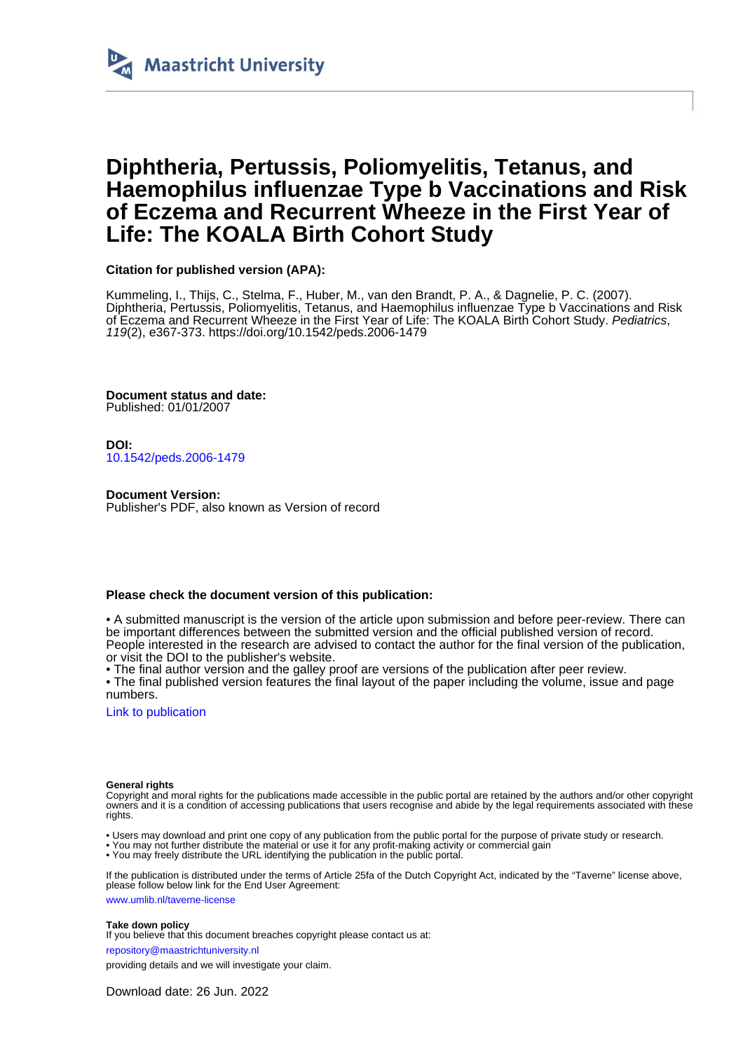Maastricht University

# Diphtheria, Pertussis, Poliomyelitis, Tetanus, and Haemophilus influenzae Type b Vaccinations and Risk of Eczema and Recurrent Wheeze in the First Year of Life: The KOALA Birth Cohort Study

**Citation for published version (APA):**

Kummeling, I., Thijs, C., Stelma, F., Huber, M., van den Brandt, P. A., & Dagnelie, P. C. (2007). Diphtheria, Pertussis, Poliomyelitis, Tetanus, and Haemophilus influenzae Type b Vaccinations and Risk of Eczema and Recurrent Wheeze in the First Year of Life: The KOALA Birth Cohort Study. *Pediatrics*, *119*(2), e367-373. https://doi.org/10.1542/peds.2006-1479

**Document status and date:**
Published: 01/01/2007

**DOI:**
10.1542/peds.2006-1479

**Document Version:**
Publisher's PDF, also known as Version of record

**Please check the document version of this publication:**

- A submitted manuscript is the version of the article upon submission and before peer-review. There can be important differences between the submitted version and the official published version of record. People interested in the research are advised to contact the author for the final version of the publication, or visit the DOI to the publisher's website.
- The final author version and the galley proof are versions of the publication after peer review.
- The final published version features the final layout of the paper including the volume, issue and page numbers.

Link to publication

**General rights**
Copyright and moral rights for the publications made accessible in the public portal are retained by the authors and/or other copyright owners and it is a condition of accessing publications that users recognise and abide by the legal requirements associated with these rights.

- Users may download and print one copy of any publication from the public portal for the purpose of private study or research.
- You may not further distribute the material or use it for any profit-making activity or commercial gain
- You may freely distribute the URL identifying the publication in the public portal.

If the publication is distributed under the terms of Article 25fa of the Dutch Copyright Act, indicated by the "Taverne" license above, please follow below link for the End User Agreement:

www.umlib.nl/taverne-license

**Take down policy**
If you believe that this document breaches copyright please contact us at:

repository@maastrichtuniversity.nl

providing details and we will investigate your claim.

Download date: 26 Jun. 2022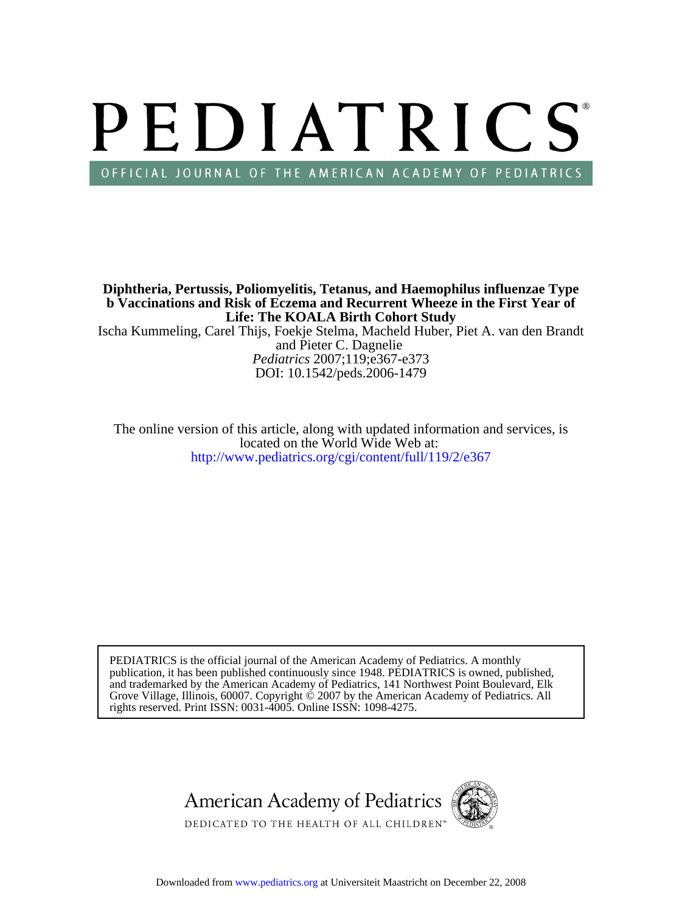# PEDIATRICS

OFFICIAL JOURNAL OF THE AMERICAN ACADEMY OF PEDIATRICS

**Diphtheria, Pertussis, Poliomyelitis, Tetanus, and Haemophilus influenzae Type b Vaccinations and Risk of Eczema and Recurrent Wheeze in the First Year of Life: The KOALA Birth Cohort Study**

Ischa Kummeling, Carel Thijs, Foekje Stelma, Macheld Huber, Piet A. van den Brandt and Pieter C. Dagnelie

*Pediatrics* 2007;119;e367-e373

DOI: 10.1542/peds.2006-1479

The online version of this article, along with updated information and services, is located on the World Wide Web at:

http://www.pediatrics.org/cgi/content/full/119/2/e367

PEDIATRICS is the official journal of the American Academy of Pediatrics. A monthly publication, it has been published continuously since 1948. PEDIATRICS is owned, published, and trademarked by the American Academy of Pediatrics, 141 Northwest Point Boulevard, Elk Grove Village, Illinois, 60007. Copyright © 2007 by the American Academy of Pediatrics. All rights reserved. Print ISSN: 0031-4005. Online ISSN: 1098-4275.

American Academy of Pediatrics

DEDICATED TO THE HEALTH OF ALL CHILDREN™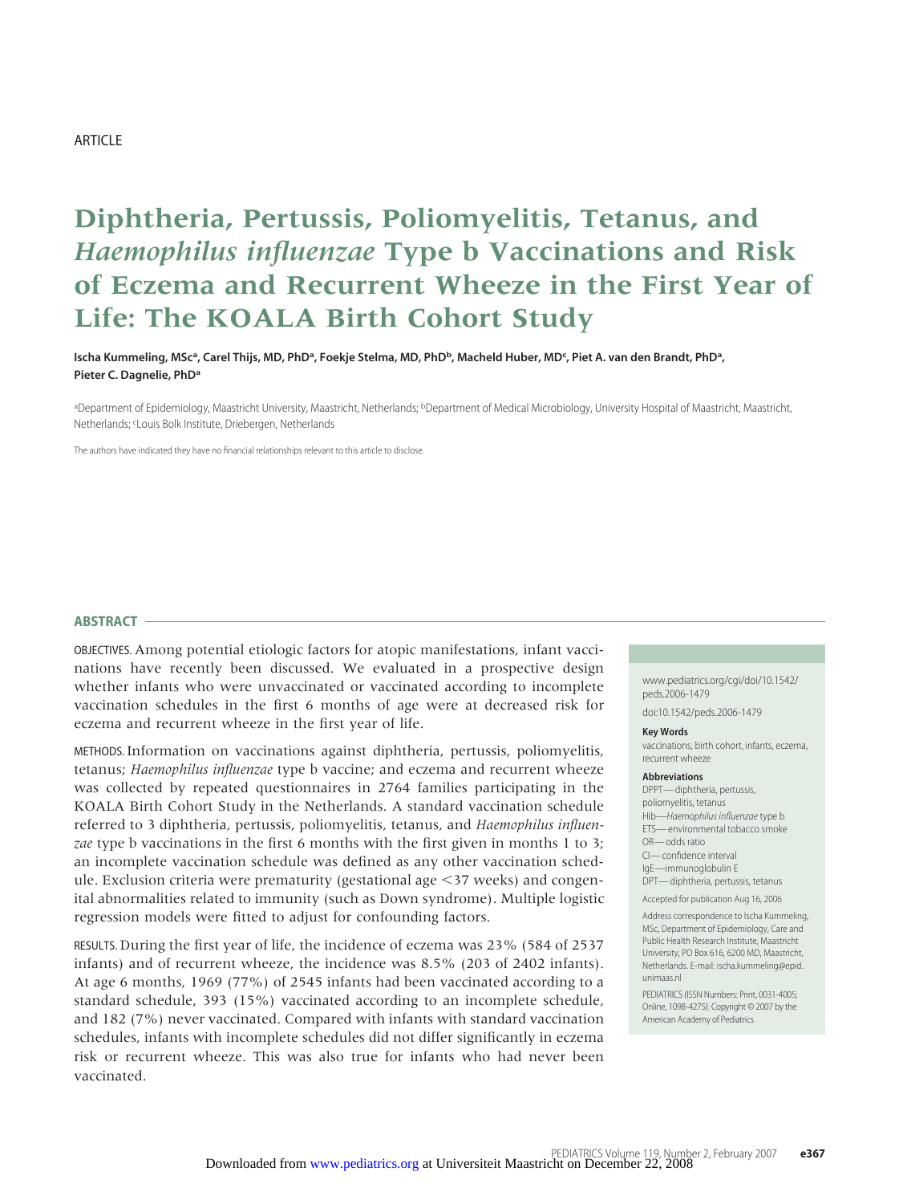ARTICLE

# Diphtheria, Pertussis, Poliomyelitis, Tetanus, and *Haemophilus influenzae* Type b Vaccinations and Risk of Eczema and Recurrent Wheeze in the First Year of Life: The KOALA Birth Cohort Study

**Ischa Kummeling, MSc[a], Carel Thijs, MD, PhD[a], Foekje Stelma, MD, PhD[b], Macheld Huber, MD[c], Piet A. van den Brandt, PhD[a], Pieter C. Dagnelie, PhD[a]**

[a]Department of Epidemiology, Maastricht University, Maastricht, Netherlands; [b]Department of Medical Microbiology, University Hospital of Maastricht, Maastricht, Netherlands; [c]Louis Bolk Institute, Driebergen, Netherlands

The authors have indicated they have no financial relationships relevant to this article to disclose.

## ABSTRACT

OBJECTIVES. Among potential etiologic factors for atopic manifestations, infant vaccinations have recently been discussed. We evaluated in a prospective design whether infants who were unvaccinated or vaccinated according to incomplete vaccination schedules in the first 6 months of age were at decreased risk for eczema and recurrent wheeze in the first year of life.

METHODS. Information on vaccinations against diphtheria, pertussis, poliomyelitis, tetanus; *Haemophilus influenzae* type b vaccine; and eczema and recurrent wheeze was collected by repeated questionnaires in 2764 families participating in the KOALA Birth Cohort Study in the Netherlands. A standard vaccination schedule referred to 3 diphtheria, pertussis, poliomyelitis, tetanus, and *Haemophilus influenzae* type b vaccinations in the first 6 months with the first given in months 1 to 3; an incomplete vaccination schedule was defined as any other vaccination schedule. Exclusion criteria were prematurity (gestational age <37 weeks) and congenital abnormalities related to immunity (such as Down syndrome). Multiple logistic regression models were fitted to adjust for confounding factors.

RESULTS. During the first year of life, the incidence of eczema was 23% (584 of 2537 infants) and of recurrent wheeze, the incidence was 8.5% (203 of 2402 infants). At age 6 months, 1969 (77%) of 2545 infants had been vaccinated according to a standard schedule, 393 (15%) vaccinated according to an incomplete schedule, and 182 (7%) never vaccinated. Compared with infants with standard vaccination schedules, infants with incomplete schedules did not differ significantly in eczema risk or recurrent wheeze. This was also true for infants who had never been vaccinated.

www.pediatrics.org/cgi/doi/10.1542/peds.2006-1479

doi:10.1542/peds.2006-1479

**Key Words**

vaccinations, birth cohort, infants, eczema, recurrent wheeze

**Abbreviations**

DPPT—diphtheria, pertussis, poliomyelitis, tetanus
Hib—*Haemophilus influenzae* type b
ETS—environmental tobacco smoke
OR—odds ratio
CI—confidence interval
IgE—immunoglobulin E
DPT—diphtheria, pertussis, tetanus

Accepted for publication Aug 16, 2006

Address correspondence to Ischa Kummeling, MSc, Department of Epidemiology, Care and Public Health Research Institute, Maastricht University, PO Box 616, 6200 MD, Maastricht, Netherlands. E-mail: ischa.kummeling@epid.unimaas.nl

PEDIATRICS (ISSN Numbers: Print, 0031-4005; Online, 1098-4275). Copyright © 2007 by the American Academy of Pediatrics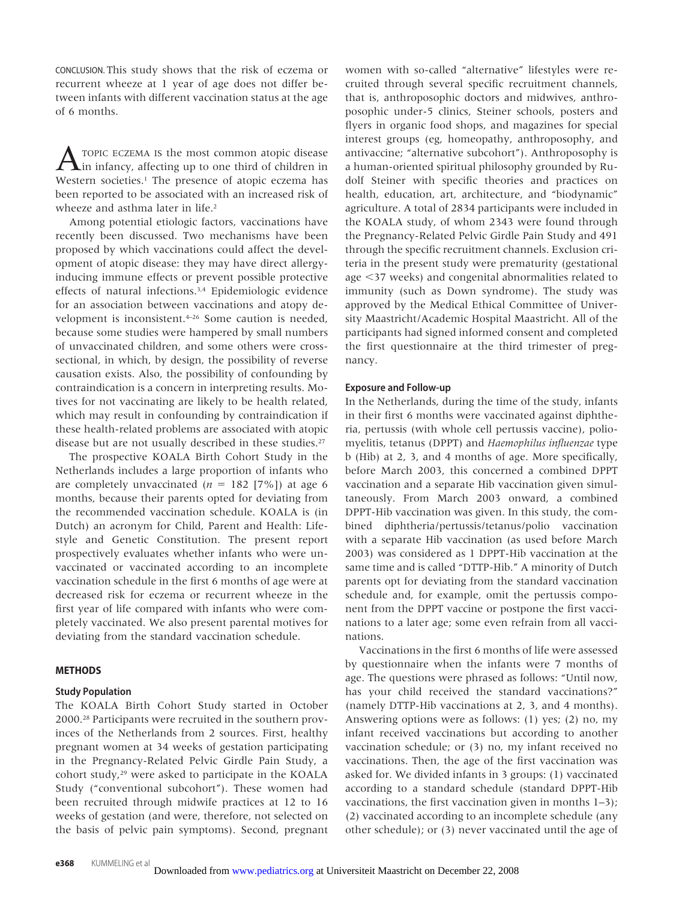CONCLUSION. This study shows that the risk of eczema or recurrent wheeze at 1 year of age does not differ between infants with different vaccination status at the age of 6 months.

ATOPIC ECZEMA IS the most common atopic disease in infancy, affecting up to one third of children in Western societies.[1] The presence of atopic eczema has been reported to be associated with an increased risk of wheeze and asthma later in life.[2]

Among potential etiologic factors, vaccinations have recently been discussed. Two mechanisms have been proposed by which vaccinations could affect the development of atopic disease: they may have direct allergy-inducing immune effects or prevent possible protective effects of natural infections.[3,4] Epidemiologic evidence for an association between vaccinations and atopy development is inconsistent.[4–26] Some caution is needed, because some studies were hampered by small numbers of unvaccinated children, and some others were cross-sectional, in which, by design, the possibility of reverse causation exists. Also, the possibility of confounding by contraindication is a concern in interpreting results. Motives for not vaccinating are likely to be health related, which may result in confounding by contraindication if these health-related problems are associated with atopic disease but are not usually described in these studies.[27]

The prospective KOALA Birth Cohort Study in the Netherlands includes a large proportion of infants who are completely unvaccinated ($n$ = 182 [7%]) at age 6 months, because their parents opted for deviating from the recommended vaccination schedule. KOALA is (in Dutch) an acronym for Child, Parent and Health: Lifestyle and Genetic Constitution. The present report prospectively evaluates whether infants who were unvaccinated or vaccinated according to an incomplete vaccination schedule in the first 6 months of age were at decreased risk for eczema or recurrent wheeze in the first year of life compared with infants who were completely vaccinated. We also present parental motives for deviating from the standard vaccination schedule.

## METHODS

### Study Population

The KOALA Birth Cohort Study started in October 2000.[28] Participants were recruited in the southern provinces of the Netherlands from 2 sources. First, healthy pregnant women at 34 weeks of gestation participating in the Pregnancy-Related Pelvic Girdle Pain Study, a cohort study,[29] were asked to participate in the KOALA Study ("conventional subcohort"). These women had been recruited through midwife practices at 12 to 16 weeks of gestation (and were, therefore, not selected on the basis of pelvic pain symptoms). Second, pregnant women with so-called "alternative" lifestyles were recruited through several specific recruitment channels, that is, anthroposophic doctors and midwives, anthroposophic under-5 clinics, Steiner schools, posters and flyers in organic food shops, and magazines for special interest groups (eg, homeopathy, anthroposophy, and antivaccine; "alternative subcohort"). Anthroposophy is a human-oriented spiritual philosophy grounded by Rudolf Steiner with specific theories and practices on health, education, art, architecture, and "biodynamic" agriculture. A total of 2834 participants were included in the KOALA study, of whom 2343 were found through the Pregnancy-Related Pelvic Girdle Pain Study and 491 through the specific recruitment channels. Exclusion criteria in the present study were prematurity (gestational age <37 weeks) and congenital abnormalities related to immunity (such as Down syndrome). The study was approved by the Medical Ethical Committee of University Maastricht/Academic Hospital Maastricht. All of the participants had signed informed consent and completed the first questionnaire at the third trimester of pregnancy.

### Exposure and Follow-up

In the Netherlands, during the time of the study, infants in their first 6 months were vaccinated against diphtheria, pertussis (with whole cell pertussis vaccine), poliomyelitis, tetanus (DPPT) and *Haemophilus influenzae* type b (Hib) at 2, 3, and 4 months of age. More specifically, before March 2003, this concerned a combined DPPT vaccination and a separate Hib vaccination given simultaneously. From March 2003 onward, a combined DPPT-Hib vaccination was given. In this study, the combined diphtheria/pertussis/tetanus/polio vaccination with a separate Hib vaccination (as used before March 2003) was considered as 1 DPPT-Hib vaccination at the same time and is called "DTTP-Hib." A minority of Dutch parents opt for deviating from the standard vaccination schedule and, for example, omit the pertussis component from the DPPT vaccine or postpone the first vaccinations to a later age; some even refrain from all vaccinations.

Vaccinations in the first 6 months of life were assessed by questionnaire when the infants were 7 months of age. The questions were phrased as follows: "Until now, has your child received the standard vaccinations?" (namely DTTP-Hib vaccinations at 2, 3, and 4 months). Answering options were as follows: (1) yes; (2) no, my infant received vaccinations but according to another vaccination schedule; or (3) no, my infant received no vaccinations. Then, the age of the first vaccination was asked for. We divided infants in 3 groups: (1) vaccinated according to a standard schedule (standard DPPT-Hib vaccinations, the first vaccination given in months 1–3); (2) vaccinated according to an incomplete schedule (any other schedule); or (3) never vaccinated until the age of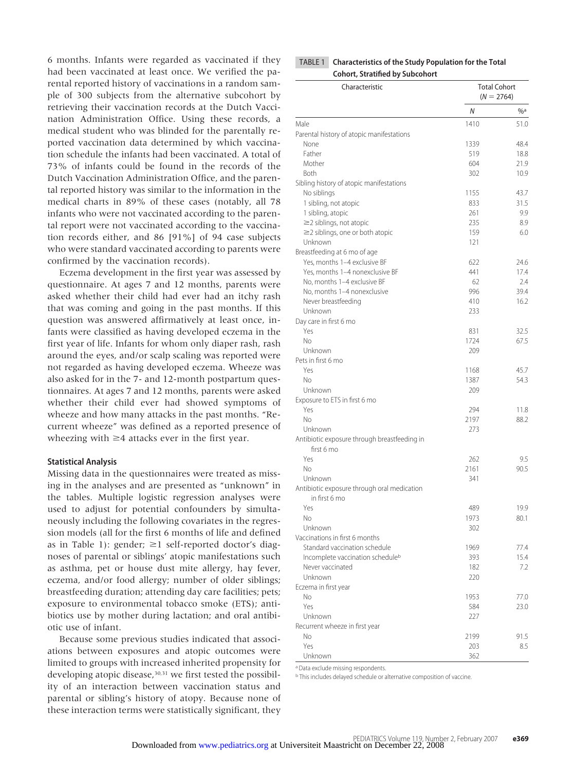6 months. Infants were regarded as vaccinated if they had been vaccinated at least once. We verified the parental reported history of vaccinations in a random sample of 300 subjects from the alternative subcohort by retrieving their vaccination records at the Dutch Vaccination Administration Office. Using these records, a medical student who was blinded for the parentally reported vaccination data determined by which vaccination schedule the infants had been vaccinated. A total of 73% of infants could be found in the records of the Dutch Vaccination Administration Office, and the parental reported history was similar to the information in the medical charts in 89% of these cases (notably, all 78 infants who were not vaccinated according to the parental report were not vaccinated according to the vaccination records either, and 86 [91%] of 94 case subjects who were standard vaccinated according to parents were confirmed by the vaccination records).

Eczema development in the first year was assessed by questionnaire. At ages 7 and 12 months, parents were asked whether their child had ever had an itchy rash that was coming and going in the past months. If this question was answered affirmatively at least once, infants were classified as having developed eczema in the first year of life. Infants for whom only diaper rash, rash around the eyes, and/or scalp scaling was reported were not regarded as having developed eczema. Wheeze was also asked for in the 7- and 12-month postpartum questionnaires. At ages 7 and 12 months, parents were asked whether their child ever had showed symptoms of wheeze and how many attacks in the past months. "Recurrent wheeze" was defined as a reported presence of wheezing with ≥4 attacks ever in the first year.

### Statistical Analysis

Missing data in the questionnaires were treated as missing in the analyses and are presented as "unknown" in the tables. Multiple logistic regression analyses were used to adjust for potential confounders by simultaneously including the following covariates in the regression models (all for the first 6 months of life and defined as in Table 1): gender; ≥1 self-reported doctor's diagnoses of parental or siblings' atopic manifestations such as asthma, pet or house dust mite allergy, hay fever, eczema, and/or food allergy; number of older siblings; breastfeeding duration; attending day care facilities; pets; exposure to environmental tobacco smoke (ETS); antibiotics use by mother during lactation; and oral antibiotic use of infant.

Because some previous studies indicated that associations between exposures and atopic outcomes were limited to groups with increased inherited propensity for developing atopic disease,[30,31] we first tested the possibility of an interaction between vaccination status and parental or sibling's history of atopy. Because none of these interaction terms were statistically significant, they

**TABLE 1 Characteristics of the Study Population for the Total Cohort, Stratified by Subcohort**

| Characteristic | Total Cohort (N = 2764) | |
|---|---|---|
| | N | %[a] |
| Male | 1410 | 51.0 |
| Parental history of atopic manifestations | | |
| None | 1339 | 48.4 |
| Father | 519 | 18.8 |
| Mother | 604 | 21.9 |
| Both | 302 | 10.9 |
| Sibling history of atopic manifestations | | |
| No siblings | 1155 | 43.7 |
| 1 sibling, not atopic | 833 | 31.5 |
| 1 sibling, atopic | 261 | 9.9 |
| ≥2 siblings, not atopic | 235 | 8.9 |
| ≥2 siblings, one or both atopic | 159 | 6.0 |
| Unknown | 121 | |
| Breastfeeding at 6 mo of age | | |
| Yes, months 1–4 exclusive BF | 622 | 24.6 |
| Yes, months 1–4 nonexclusive BF | 441 | 17.4 |
| No, months 1–4 exclusive BF | 62 | 2.4 |
| No, months 1–4 nonexclusive | 996 | 39.4 |
| Never breastfeeding | 410 | 16.2 |
| Unknown | 233 | |
| Day care in first 6 mo | | |
| Yes | 831 | 32.5 |
| No | 1724 | 67.5 |
| Unknown | 209 | |
| Pets in first 6 mo | | |
| Yes | 1168 | 45.7 |
| No | 1387 | 54.3 |
| Unknown | 209 | |
| Exposure to ETS in first 6 mo | | |
| Yes | 294 | 11.8 |
| No | 2197 | 88.2 |
| Unknown | 273 | |
| Antibiotic exposure through breastfeeding in first 6 mo | | |
| Yes | 262 | 9.5 |
| No | 2161 | 90.5 |
| Unknown | 341 | |
| Antibiotic exposure through oral medication in first 6 mo | | |
| Yes | 489 | 19.9 |
| No | 1973 | 80.1 |
| Unknown | 302 | |
| Vaccinations in first 6 months | | |
| Standard vaccination schedule | 1969 | 77.4 |
| Incomplete vaccination schedule[b] | 393 | 15.4 |
| Never vaccinated | 182 | 7.2 |
| Unknown | 220 | |
| Eczema in first year | | |
| No | 1953 | 77.0 |
| Yes | 584 | 23.0 |
| Unknown | 227 | |
| Recurrent wheeze in first year | | |
| No | 2199 | 91.5 |
| Yes | 203 | 8.5 |
| Unknown | 362 | |

[a] Data exclude missing respondents.

[b] This includes delayed schedule or alternative composition of vaccine.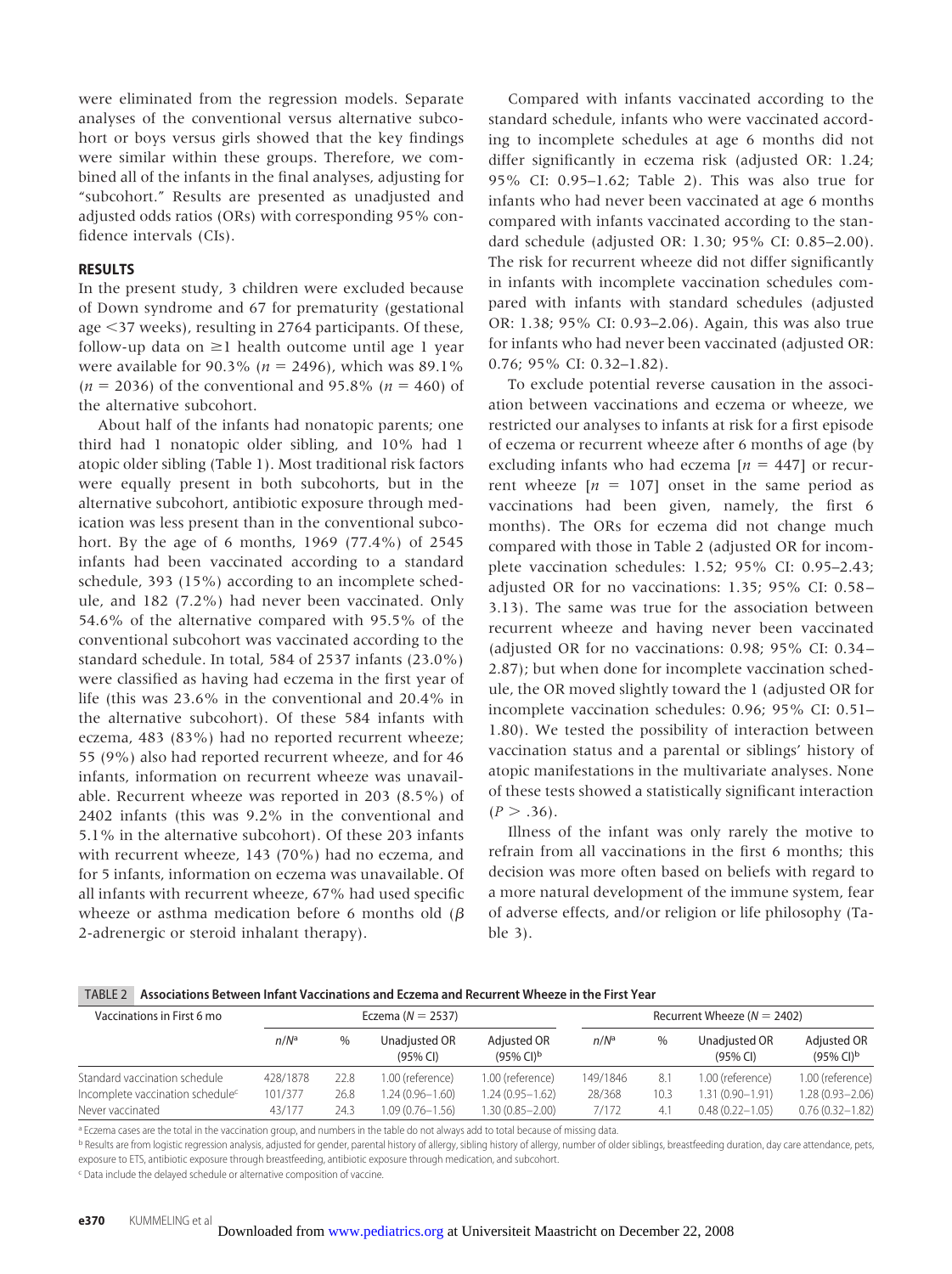were eliminated from the regression models. Separate analyses of the conventional versus alternative subcohort or boys versus girls showed that the key findings were similar within these groups. Therefore, we combined all of the infants in the final analyses, adjusting for "subcohort." Results are presented as unadjusted and adjusted odds ratios (ORs) with corresponding 95% confidence intervals (CIs).

## RESULTS

In the present study, 3 children were excluded because of Down syndrome and 67 for prematurity (gestational age <37 weeks), resulting in 2764 participants. Of these, follow-up data on ≥1 health outcome until age 1 year were available for 90.3% ($n$ = 2496), which was 89.1% ($n$ = 2036) of the conventional and 95.8% ($n$ = 460) of the alternative subcohort.

About half of the infants had nonatopic parents; one third had 1 nonatopic older sibling, and 10% had 1 atopic older sibling (Table 1). Most traditional risk factors were equally present in both subcohorts, but in the alternative subcohort, antibiotic exposure through medication was less present than in the conventional subcohort. By the age of 6 months, 1969 (77.4%) of 2545 infants had been vaccinated according to a standard schedule, 393 (15%) according to an incomplete schedule, and 182 (7.2%) had never been vaccinated. Only 54.6% of the alternative compared with 95.5% of the conventional subcohort was vaccinated according to the standard schedule. In total, 584 of 2537 infants (23.0%) were classified as having had eczema in the first year of life (this was 23.6% in the conventional and 20.4% in the alternative subcohort). Of these 584 infants with eczema, 483 (83%) had no reported recurrent wheeze; 55 (9%) also had reported recurrent wheeze, and for 46 infants, information on recurrent wheeze was unavailable. Recurrent wheeze was reported in 203 (8.5%) of 2402 infants (this was 9.2% in the conventional and 5.1% in the alternative subcohort). Of these 203 infants with recurrent wheeze, 143 (70%) had no eczema, and for 5 infants, information on eczema was unavailable. Of all infants with recurrent wheeze, 67% had used specific wheeze or asthma medication before 6 months old ($\beta$ 2-adrenergic or steroid inhalant therapy).

Compared with infants vaccinated according to the standard schedule, infants who were vaccinated according to incomplete schedules at age 6 months did not differ significantly in eczema risk (adjusted OR: 1.24; 95% CI: 0.95–1.62; Table 2). This was also true for infants who had never been vaccinated at age 6 months compared with infants vaccinated according to the standard schedule (adjusted OR: 1.30; 95% CI: 0.85–2.00). The risk for recurrent wheeze did not differ significantly in infants with incomplete vaccination schedules compared with infants with standard schedules (adjusted OR: 1.38; 95% CI: 0.93–2.06). Again, this was also true for infants who had never been vaccinated (adjusted OR: 0.76; 95% CI: 0.32–1.82).

To exclude potential reverse causation in the association between vaccinations and eczema or wheeze, we restricted our analyses to infants at risk for a first episode of eczema or recurrent wheeze after 6 months of age (by excluding infants who had eczema [$n$ = 447] or recurrent wheeze [$n$ = 107] onset in the same period as vaccinations had been given, namely, the first 6 months). The ORs for eczema did not change much compared with those in Table 2 (adjusted OR for incomplete vaccination schedules: 1.52; 95% CI: 0.95–2.43; adjusted OR for no vaccinations: 1.35; 95% CI: 0.58–3.13). The same was true for the association between recurrent wheeze and having never been vaccinated (adjusted OR for no vaccinations: 0.98; 95% CI: 0.34–2.87); but when done for incomplete vaccination schedule, the OR moved slightly toward the 1 (adjusted OR for incomplete vaccination schedules: 0.96; 95% CI: 0.51–1.80). We tested the possibility of interaction between vaccination status and a parental or siblings' history of atopic manifestations in the multivariate analyses. None of these tests showed a statistically significant interaction ($P$ > .36).

Illness of the infant was only rarely the motive to refrain from all vaccinations in the first 6 months; this decision was more often based on beliefs with regard to a more natural development of the immune system, fear of adverse effects, and/or religion or life philosophy (Table 3).

**TABLE 2 Associations Between Infant Vaccinations and Eczema and Recurrent Wheeze in the First Year**

| Vaccinations in First 6 mo | Eczema ($N$ = 2537) | | | | Recurrent Wheeze ($N$ = 2402) | | | |
|---|---|---|---|---|---|---|---|---|
| | $n/N$[a] | % | Unadjusted OR (95% CI) | Adjusted OR (95% CI)[b] | $n/N$[a] | % | Unadjusted OR (95% CI) | Adjusted OR (95% CI)[b] |
| Standard vaccination schedule | 428/1878 | 22.8 | 1.00 (reference) | 1.00 (reference) | 149/1846 | 8.1 | 1.00 (reference) | 1.00 (reference) |
| Incomplete vaccination schedule[c] | 101/377 | 26.8 | 1.24 (0.96–1.60) | 1.24 (0.95–1.62) | 28/368 | 10.3 | 1.31 (0.90–1.91) | 1.28 (0.93–2.06) |
| Never vaccinated | 43/177 | 24.3 | 1.09 (0.76–1.56) | 1.30 (0.85–2.00) | 7/172 | 4.1 | 0.48 (0.22–1.05) | 0.76 (0.32–1.82) |

[a] Eczema cases are the total in the vaccination group, and numbers in the table do not always add to total because of missing data.

[b] Results are from logistic regression analysis, adjusted for gender, parental history of allergy, sibling history of allergy, number of older siblings, breastfeeding duration, day care attendance, pets, exposure to ETS, antibiotic exposure through breastfeeding, antibiotic exposure through medication, and subcohort.

[c] Data include the delayed schedule or alternative composition of vaccine.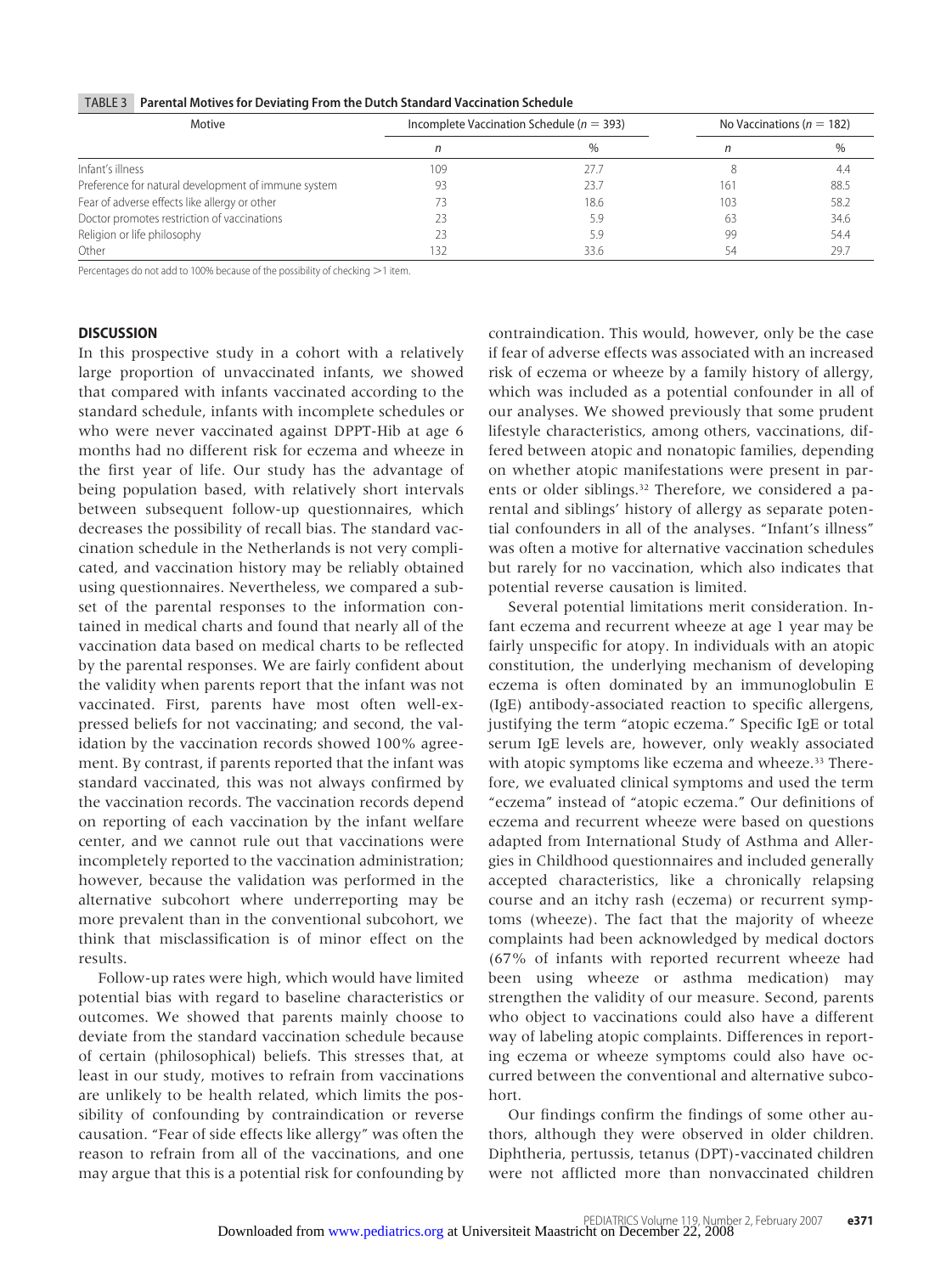**TABLE 3 Parental Motives for Deviating From the Dutch Standard Vaccination Schedule**

| Motive | Incomplete Vaccination Schedule ($n = 393$) | | No Vaccinations ($n = 182$) | |
|---|---|---|---|---|
| | *n* | % | *n* | % |
| Infant's illness | 109 | 27.7 | 8 | 4.4 |
| Preference for natural development of immune system | 93 | 23.7 | 161 | 88.5 |
| Fear of adverse effects like allergy or other | 73 | 18.6 | 103 | 58.2 |
| Doctor promotes restriction of vaccinations | 23 | 5.9 | 63 | 34.6 |
| Religion or life philosophy | 23 | 5.9 | 99 | 54.4 |
| Other | 132 | 33.6 | 54 | 29.7 |

Percentages do not add to 100% because of the possibility of checking >1 item.

## DISCUSSION

In this prospective study in a cohort with a relatively large proportion of unvaccinated infants, we showed that compared with infants vaccinated according to the standard schedule, infants with incomplete schedules or who were never vaccinated against DPPT-Hib at age 6 months had no different risk for eczema and wheeze in the first year of life. Our study has the advantage of being population based, with relatively short intervals between subsequent follow-up questionnaires, which decreases the possibility of recall bias. The standard vaccination schedule in the Netherlands is not very complicated, and vaccination history may be reliably obtained using questionnaires. Nevertheless, we compared a subset of the parental responses to the information contained in medical charts and found that nearly all of the vaccination data based on medical charts to be reflected by the parental responses. We are fairly confident about the validity when parents report that the infant was not vaccinated. First, parents have most often well-expressed beliefs for not vaccinating; and second, the validation by the vaccination records showed 100% agreement. By contrast, if parents reported that the infant was standard vaccinated, this was not always confirmed by the vaccination records. The vaccination records depend on reporting of each vaccination by the infant welfare center, and we cannot rule out that vaccinations were incompletely reported to the vaccination administration; however, because the validation was performed in the alternative subcohort where underreporting may be more prevalent than in the conventional subcohort, we think that misclassification is of minor effect on the results.

Follow-up rates were high, which would have limited potential bias with regard to baseline characteristics or outcomes. We showed that parents mainly choose to deviate from the standard vaccination schedule because of certain (philosophical) beliefs. This stresses that, at least in our study, motives to refrain from vaccinations are unlikely to be health related, which limits the possibility of confounding by contraindication or reverse causation. "Fear of side effects like allergy" was often the reason to refrain from all of the vaccinations, and one may argue that this is a potential risk for confounding by contraindication. This would, however, only be the case if fear of adverse effects was associated with an increased risk of eczema or wheeze by a family history of allergy, which was included as a potential confounder in all of our analyses. We showed previously that some prudent lifestyle characteristics, among others, vaccinations, differed between atopic and nonatopic families, depending on whether atopic manifestations were present in parents or older siblings.[32] Therefore, we considered a parental and siblings' history of allergy as separate potential confounders in all of the analyses. "Infant's illness" was often a motive for alternative vaccination schedules but rarely for no vaccination, which also indicates that potential reverse causation is limited.

Several potential limitations merit consideration. Infant eczema and recurrent wheeze at age 1 year may be fairly unspecific for atopy. In individuals with an atopic constitution, the underlying mechanism of developing eczema is often dominated by an immunoglobulin E (IgE) antibody-associated reaction to specific allergens, justifying the term "atopic eczema." Specific IgE or total serum IgE levels are, however, only weakly associated with atopic symptoms like eczema and wheeze.[33] Therefore, we evaluated clinical symptoms and used the term "eczema" instead of "atopic eczema." Our definitions of eczema and recurrent wheeze were based on questions adapted from International Study of Asthma and Allergies in Childhood questionnaires and included generally accepted characteristics, like a chronically relapsing course and an itchy rash (eczema) or recurrent symptoms (wheeze). The fact that the majority of wheeze complaints had been acknowledged by medical doctors (67% of infants with reported recurrent wheeze had been using wheeze or asthma medication) may strengthen the validity of our measure. Second, parents who object to vaccinations could also have a different way of labeling atopic complaints. Differences in reporting eczema or wheeze symptoms could also have occurred between the conventional and alternative subcohort.

Our findings confirm the findings of some other authors, although they were observed in older children. Diphtheria, pertussis, tetanus (DPT)-vaccinated children were not afflicted more than nonvaccinated children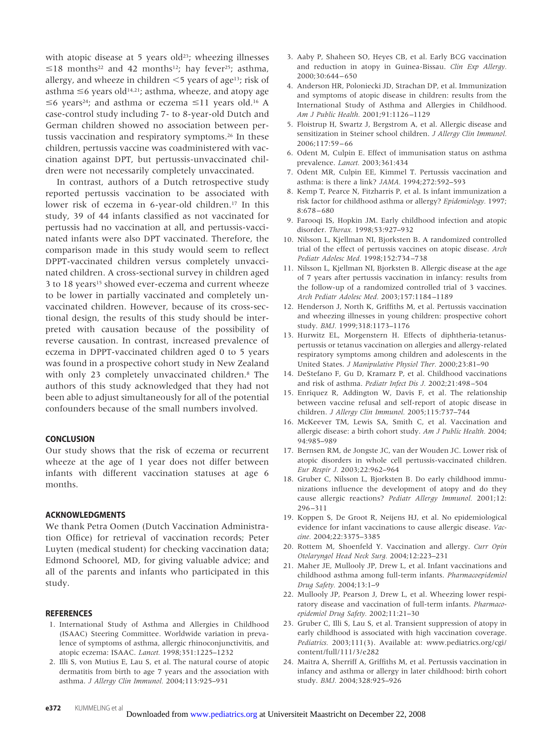with atopic disease at 5 years old[23]; wheezing illnesses ≤18 months[22] and 42 months[12]; hay fever[25]; asthma, allergy, and wheeze in children <5 years of age[13]; risk of asthma ≤6 years old[14,21]; asthma, wheeze, and atopy age ≤6 years[24]; and asthma or eczema ≤11 years old.[16] A case-control study including 7- to 8-year-old Dutch and German children showed no association between pertussis vaccination and respiratory symptoms.[26] In these children, pertussis vaccine was coadministered with vaccination against DPT, but pertussis-unvaccinated children were not necessarily completely unvaccinated.

In contrast, authors of a Dutch retrospective study reported pertussis vaccination to be associated with lower risk of eczema in 6-year-old children.[17] In this study, 39 of 44 infants classified as not vaccinated for pertussis had no vaccination at all, and pertussis-vaccinated infants were also DPT vaccinated. Therefore, the comparison made in this study would seem to reflect DPPT-vaccinated children versus completely unvaccinated children. A cross-sectional survey in children aged 3 to 18 years[15] showed ever-eczema and current wheeze to be lower in partially vaccinated and completely unvaccinated children. However, because of its cross-sectional design, the results of this study should be interpreted with causation because of the possibility of reverse causation. In contrast, increased prevalence of eczema in DPPT-vaccinated children aged 0 to 5 years was found in a prospective cohort study in New Zealand with only 23 completely unvaccinated children.[8] The authors of this study acknowledged that they had not been able to adjust simultaneously for all of the potential confounders because of the small numbers involved.

## CONCLUSION

Our study shows that the risk of eczema or recurrent wheeze at the age of 1 year does not differ between infants with different vaccination statuses at age 6 months.

## ACKNOWLEDGMENTS

We thank Petra Oomen (Dutch Vaccination Administration Office) for retrieval of vaccination records; Peter Luyten (medical student) for checking vaccination data; Edmond Schoorel, MD, for giving valuable advice; and all of the parents and infants who participated in this study.

## REFERENCES

1. International Study of Asthma and Allergies in Childhood (ISAAC) Steering Committee. Worldwide variation in prevalence of symptoms of asthma, allergic rhinoconjunctivitis, and atopic eczema: ISAAC. *Lancet.* 1998;351:1225–1232
2. Illi S, von Mutius E, Lau S, et al. The natural course of atopic dermatitis from birth to age 7 years and the association with asthma. *J Allergy Clin Immunol.* 2004;113:925–931
3. Aaby P, Shaheen SO, Heyes CB, et al. Early BCG vaccination and reduction in atopy in Guinea-Bissau. *Clin Exp Allergy.* 2000;30:644–650
4. Anderson HR, Poloniecki JD, Strachan DP, et al. Immunization and symptoms of atopic disease in children: results from the International Study of Asthma and Allergies in Childhood. *Am J Public Health.* 2001;91:1126–1129
5. Floistrup H, Swartz J, Bergstrom A, et al. Allergic disease and sensitization in Steiner school children. *J Allergy Clin Immunol.* 2006;117:59–66
6. Odent M, Culpin E. Effect of immunisation status on asthma prevalence. *Lancet.* 2003;361:434
7. Odent MR, Culpin EE, Kimmel T. Pertussis vaccination and asthma: is there a link? *JAMA.* 1994;272:592–593
8. Kemp T, Pearce N, Fitzharris P, et al. Is infant immunization a risk factor for childhood asthma or allergy? *Epidemiology.* 1997;8:678–680
9. Farooqi IS, Hopkin JM. Early childhood infection and atopic disorder. *Thorax.* 1998;53:927–932
10. Nilsson L, Kjellman NI, Bjorksten B. A randomized controlled trial of the effect of pertussis vaccines on atopic disease. *Arch Pediatr Adolesc Med.* 1998;152:734–738
11. Nilsson L, Kjellman NI, Bjorksten B. Allergic disease at the age of 7 years after pertussis vaccination in infancy: results from the follow-up of a randomized controlled trial of 3 vaccines. *Arch Pediatr Adolesc Med.* 2003;157:1184–1189
12. Henderson J, North K, Griffiths M, et al. Pertussis vaccination and wheezing illnesses in young children: prospective cohort study. *BMJ.* 1999;318:1173–1176
13. Hurwitz EL, Morgenstern H. Effects of diphtheria-tetanus-pertussis or tetanus vaccination on allergies and allergy-related respiratory symptoms among children and adolescents in the United States. *J Manipulative Physiol Ther.* 2000;23:81–90
14. DeStefano F, Gu D, Kramarz P, et al. Childhood vaccinations and risk of asthma. *Pediatr Infect Dis J.* 2002;21:498–504
15. Enriquez R, Addington W, Davis F, et al. The relationship between vaccine refusal and self-report of atopic disease in children. *J Allergy Clin Immunol.* 2005;115:737–744
16. McKeever TM, Lewis SA, Smith C, et al. Vaccination and allergic disease: a birth cohort study. *Am J Public Health.* 2004;94:985–989
17. Bernsen RM, de Jongste JC, van der Wouden JC. Lower risk of atopic disorders in whole cell pertussis-vaccinated children. *Eur Respir J.* 2003;22:962–964
18. Gruber C, Nilsson L, Bjorksten B. Do early childhood immunizations influence the development of atopy and do they cause allergic reactions? *Pediatr Allergy Immunol.* 2001;12:296–311
19. Koppen S, De Groot R, Neijens HJ, et al. No epidemiological evidence for infant vaccinations to cause allergic disease. *Vaccine.* 2004;22:3375–3385
20. Rottem M, Shoenfeld Y. Vaccination and allergy. *Curr Opin Otolaryngol Head Neck Surg.* 2004;12:223–231
21. Maher JE, Mullooly JP, Drew L, et al. Infant vaccinations and childhood asthma among full-term infants. *Pharmacoepidemiol Drug Safety.* 2004;13:1–9
22. Mullooly JP, Pearson J, Drew L, et al. Wheezing lower respiratory disease and vaccination of full-term infants. *Pharmacoepidemiol Drug Safety.* 2002;11:21–30
23. Gruber C, Illi S, Lau S, et al. Transient suppression of atopy in early childhood is associated with high vaccination coverage. *Pediatrics.* 2003;111(3). Available at: www.pediatrics.org/cgi/content/full/111/3/e282
24. Maitra A, Sherriff A, Griffiths M, et al. Pertussis vaccination in infancy and asthma or allergy in later childhood: birth cohort study. *BMJ.* 2004;328:925–926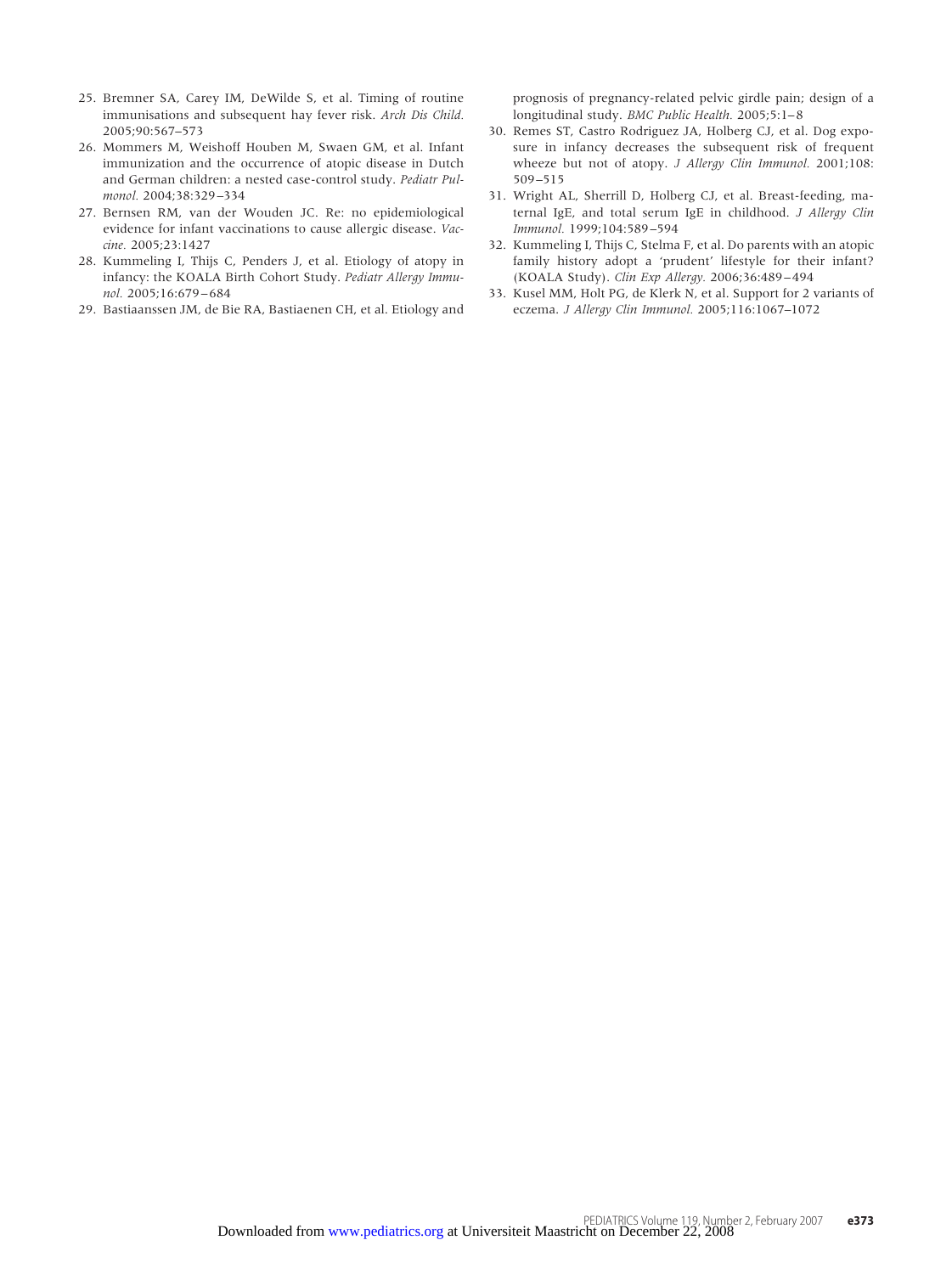25. Bremner SA, Carey IM, DeWilde S, et al. Timing of routine immunisations and subsequent hay fever risk. *Arch Dis Child.* 2005;90:567–573
26. Mommers M, Weishoff Houben M, Swaen GM, et al. Infant immunization and the occurrence of atopic disease in Dutch and German children: a nested case-control study. *Pediatr Pulmonol.* 2004;38:329–334
27. Bernsen RM, van der Wouden JC. Re: no epidemiological evidence for infant vaccinations to cause allergic disease. *Vaccine.* 2005;23:1427
28. Kummeling I, Thijs C, Penders J, et al. Etiology of atopy in infancy: the KOALA Birth Cohort Study. *Pediatr Allergy Immunol.* 2005;16:679–684
29. Bastiaanssen JM, de Bie RA, Bastiaenen CH, et al. Etiology and prognosis of pregnancy-related pelvic girdle pain; design of a longitudinal study. *BMC Public Health.* 2005;5:1–8
30. Remes ST, Castro Rodriguez JA, Holberg CJ, et al. Dog exposure in infancy decreases the subsequent risk of frequent wheeze but not of atopy. *J Allergy Clin Immunol.* 2001;108:509–515
31. Wright AL, Sherrill D, Holberg CJ, et al. Breast-feeding, maternal IgE, and total serum IgE in childhood. *J Allergy Clin Immunol.* 1999;104:589–594
32. Kummeling I, Thijs C, Stelma F, et al. Do parents with an atopic family history adopt a 'prudent' lifestyle for their infant? (KOALA Study). *Clin Exp Allergy.* 2006;36:489–494
33. Kusel MM, Holt PG, de Klerk N, et al. Support for 2 variants of eczema. *J Allergy Clin Immunol.* 2005;116:1067–1072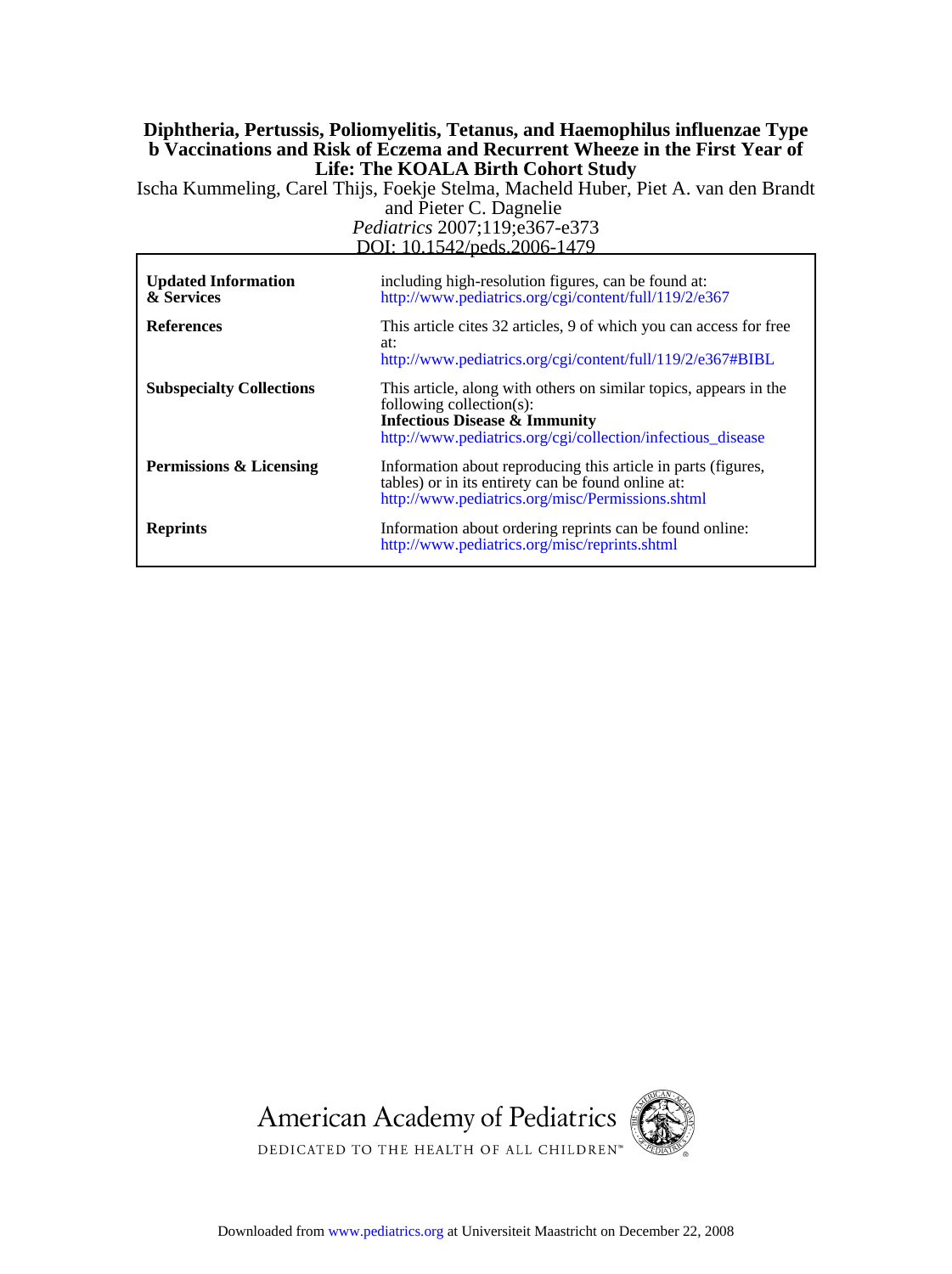**Diphtheria, Pertussis, Poliomyelitis, Tetanus, and Haemophilus influenzae Type b Vaccinations and Risk of Eczema and Recurrent Wheeze in the First Year of Life: The KOALA Birth Cohort Study**

Ischa Kummeling, Carel Thijs, Foekje Stelma, Macheld Huber, Piet A. van den Brandt and Pieter C. Dagnelie

*Pediatrics* 2007;119;e367-e373

DOI: 10.1542/peds.2006-1479

| | |
|---|---|
| **Updated Information & Services** | including high-resolution figures, can be found at: http://www.pediatrics.org/cgi/content/full/119/2/e367 |
| **References** | This article cites 32 articles, 9 of which you can access for free at: http://www.pediatrics.org/cgi/content/full/119/2/e367#BIBL |
| **Subspecialty Collections** | This article, along with others on similar topics, appears in the following collection(s): **Infectious Disease & Immunity** http://www.pediatrics.org/cgi/collection/infectious_disease |
| **Permissions & Licensing** | Information about reproducing this article in parts (figures, tables) or in its entirety can be found online at: http://www.pediatrics.org/misc/Permissions.shtml |
| **Reprints** | Information about ordering reprints can be found online: http://www.pediatrics.org/misc/reprints.shtml |

American Academy of Pediatrics

DEDICATED TO THE HEALTH OF ALL CHILDREN™

Downloaded from www.pediatrics.org at Universiteit Maastricht on December 22, 2008